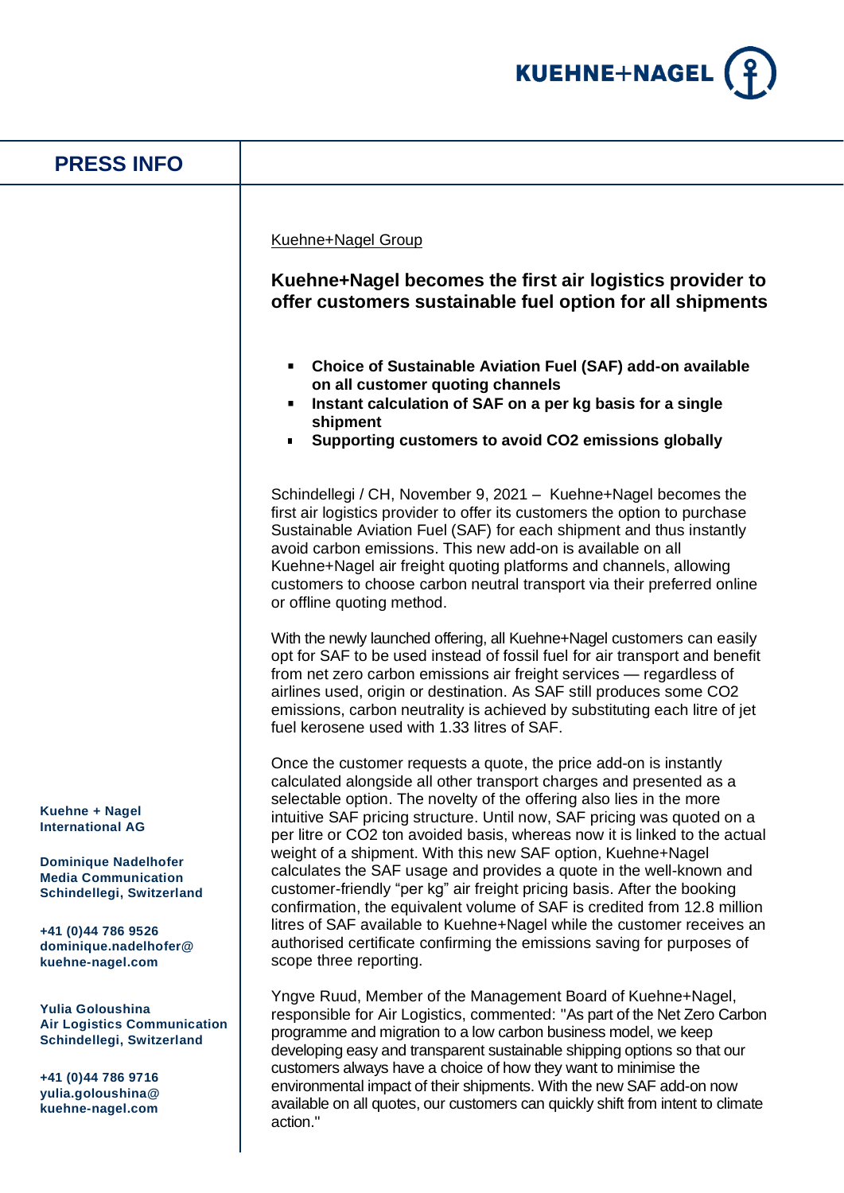**PRESS INFO**

Kuehne+Nagel Group

## Kuehne+Nagel becomes the first air logistics provider to offer customers sustainable fuel option for all shipments

- **Choice of Sustainable Aviation Fuel (SAF) add-on available on all customer quoting channels**
- **Instant calculation of SAF on a per kg basis for a single shipment**
- **Supporting customers to avoid CO2 emissions globally**

Schindellegi / CH, November 9, 2021 – Kuehne+Nagel becomes the first air logistics provider to offer its customers the option to purchase Sustainable Aviation Fuel (SAF) for each shipment and thus instantly avoid carbon emissions. This new add-on is available on all Kuehne+Nagel air freight quoting platforms and channels, allowing customers to choose carbon neutral transport via their preferred online or offline quoting method.

With the newly launched offering, all Kuehne+Nagel customers can easily opt for SAF to be used instead of fossil fuel for air transport and benefit from net zero carbon emissions air freight services — regardless of airlines used, origin or destination. As SAF still produces some CO2 emissions, carbon neutrality is achieved by substituting each litre of jet fuel kerosene used with 1.33 litres of SAF.

Once the customer requests a quote, the price add-on is instantly calculated alongside all other transport charges and presented as a selectable option. The novelty of the offering also lies in the more intuitive SAF pricing structure. Until now, SAF pricing was quoted on a per litre or CO2 ton avoided basis, whereas now it is linked to the actual weight of a shipment. With this new SAF option, Kuehne+Nagel calculates the SAF usage and provides a quote in the well-known and customer-friendly "per kg" air freight pricing basis. After the booking confirmation, the equivalent volume of SAF is credited from 12.8 million litres of SAF available to Kuehne+Nagel while the customer receives an authorised certificate confirming the emissions saving for purposes of scope three reporting.

Yngve Ruud, Member of the Management Board of Kuehne+Nagel, responsible for Air Logistics, commented: "As part of the Net Zero Carbon programme and migration to a low carbon business model, we keep developing easy and transparent sustainable shipping options so that our customers always have a choice of how they want to minimise the environmental impact of their shipments. With the new SAF add-on now available on all quotes, our customers can quickly shift from intent to climate action."

**Kuehne + Nagel International AG**

**Dominique Nadelhofer**
**Media Communication**
**Schindellegi, Switzerland**

**+41 (0)44 786 9526**
**dominique.nadelhofer@kuehne-nagel.com**

**Yulia Goloushina**
**Air Logistics Communication**
**Schindellegi, Switzerland**

**+41 (0)44 786 9716**
**yulia.goloushina@kuehne-nagel.com**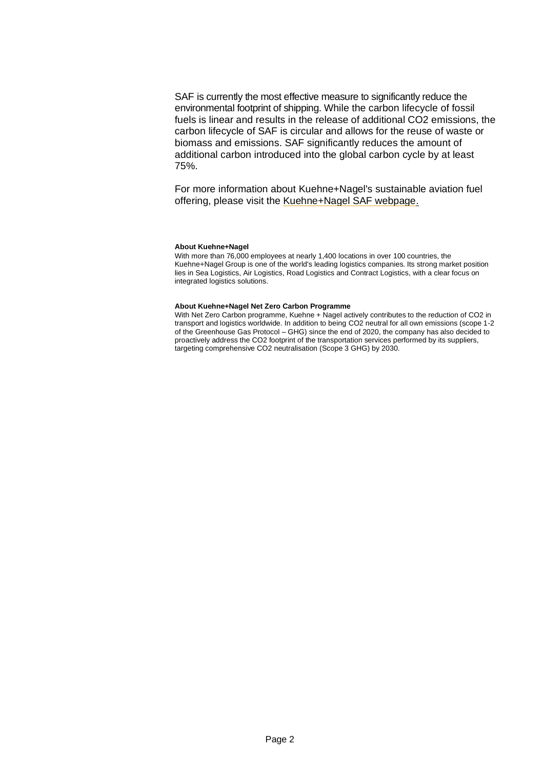SAF is currently the most effective measure to significantly reduce the environmental footprint of shipping. While the carbon lifecycle of fossil fuels is linear and results in the release of additional $CO_2$ emissions, the carbon lifecycle of SAF is circular and allows for the reuse of waste or biomass and emissions. SAF significantly reduces the amount of additional carbon introduced into the global carbon cycle by at least 75%.

For more information about Kuehne+Nagel's sustainable aviation fuel offering, please visit the Kuehne+Nagel SAF webpage.

**About Kuehne+Nagel**

With more than 76,000 employees at nearly 1,400 locations in over 100 countries, the Kuehne+Nagel Group is one of the world's leading logistics companies. Its strong market position lies in Sea Logistics, Air Logistics, Road Logistics and Contract Logistics, with a clear focus on integrated logistics solutions.

**About Kuehne+Nagel Net Zero Carbon Programme**

With Net Zero Carbon programme, Kuehne + Nagel actively contributes to the reduction of $CO_2$ in transport and logistics worldwide. In addition to being $CO_2$ neutral for all own emissions (scope 1-2 of the Greenhouse Gas Protocol – GHG) since the end of 2020, the company has also decided to proactively address the $CO_2$ footprint of the transportation services performed by its suppliers, targeting comprehensive $CO_2$ neutralisation (Scope 3 GHG) by 2030.